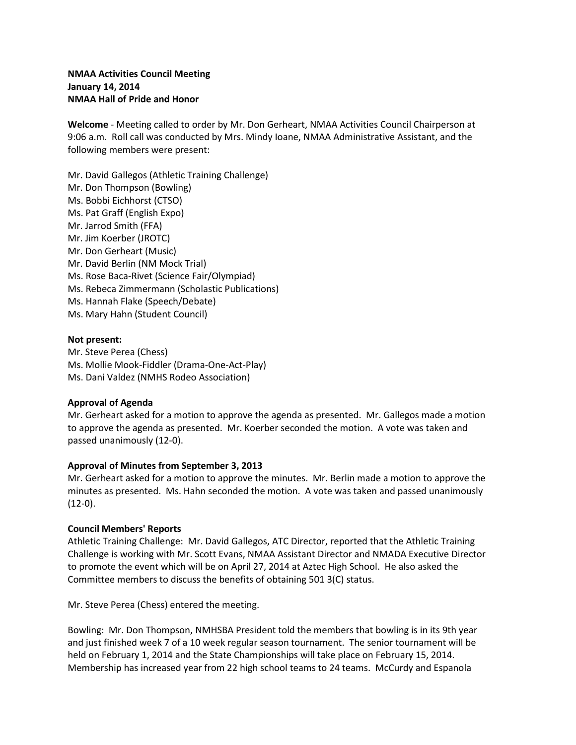**NMAA Activities Council Meeting**
**January 14, 2014**
**NMAA Hall of Pride and Honor**

**Welcome** - Meeting called to order by Mr. Don Gerheart, NMAA Activities Council Chairperson at 9:06 a.m. Roll call was conducted by Mrs. Mindy Ioane, NMAA Administrative Assistant, and the following members were present:

Mr. David Gallegos (Athletic Training Challenge)
Mr. Don Thompson (Bowling)
Ms. Bobbi Eichhorst (CTSO)
Ms. Pat Graff (English Expo)
Mr. Jarrod Smith (FFA)
Mr. Jim Koerber (JROTC)
Mr. Don Gerheart (Music)
Mr. David Berlin (NM Mock Trial)
Ms. Rose Baca-Rivet (Science Fair/Olympiad)
Ms. Rebeca Zimmermann (Scholastic Publications)
Ms. Hannah Flake (Speech/Debate)
Ms. Mary Hahn (Student Council)

**Not present:**
Mr. Steve Perea (Chess)
Ms. Mollie Mook-Fiddler (Drama-One-Act-Play)
Ms. Dani Valdez (NMHS Rodeo Association)

**Approval of Agenda**
Mr. Gerheart asked for a motion to approve the agenda as presented. Mr. Gallegos made a motion to approve the agenda as presented. Mr. Koerber seconded the motion. A vote was taken and passed unanimously (12-0).

**Approval of Minutes from September 3, 2013**
Mr. Gerheart asked for a motion to approve the minutes. Mr. Berlin made a motion to approve the minutes as presented. Ms. Hahn seconded the motion. A vote was taken and passed unanimously (12-0).

**Council Members' Reports**
Athletic Training Challenge: Mr. David Gallegos, ATC Director, reported that the Athletic Training Challenge is working with Mr. Scott Evans, NMAA Assistant Director and NMADA Executive Director to promote the event which will be on April 27, 2014 at Aztec High School. He also asked the Committee members to discuss the benefits of obtaining 501 3(C) status.

Mr. Steve Perea (Chess) entered the meeting.

Bowling: Mr. Don Thompson, NMHSBA President told the members that bowling is in its 9th year and just finished week 7 of a 10 week regular season tournament. The senior tournament will be held on February 1, 2014 and the State Championships will take place on February 15, 2014. Membership has increased year from 22 high school teams to 24 teams. McCurdy and Espanola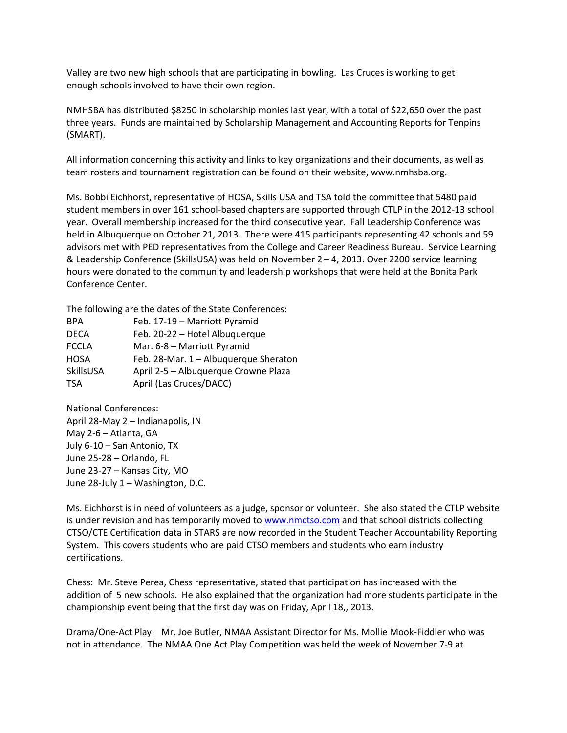Valley are two new high schools that are participating in bowling. Las Cruces is working to get enough schools involved to have their own region.

NMHSBA has distributed $8250 in scholarship monies last year, with a total of $22,650 over the past three years. Funds are maintained by Scholarship Management and Accounting Reports for Tenpins (SMART).

All information concerning this activity and links to key organizations and their documents, as well as team rosters and tournament registration can be found on their website, www.nmhsba.org.

Ms. Bobbi Eichhorst, representative of HOSA, Skills USA and TSA told the committee that 5480 paid student members in over 161 school-based chapters are supported through CTLP in the 2012-13 school year. Overall membership increased for the third consecutive year. Fall Leadership Conference was held in Albuquerque on October 21, 2013. There were 415 participants representing 42 schools and 59 advisors met with PED representatives from the College and Career Readiness Bureau. Service Learning & Leadership Conference (SkillsUSA) was held on November 2 – 4, 2013. Over 2200 service learning hours were donated to the community and leadership workshops that were held at the Bonita Park Conference Center.

The following are the dates of the State Conferences:

| | |
|---|---|
| BPA | Feb. 17-19 – Marriott Pyramid |
| DECA | Feb. 20-22 – Hotel Albuquerque |
| FCCLA | Mar. 6-8 – Marriott Pyramid |
| HOSA | Feb. 28-Mar. 1 – Albuquerque Sheraton |
| SkillsUSA | April 2-5 – Albuquerque Crowne Plaza |
| TSA | April (Las Cruces/DACC) |

National Conferences:
April 28-May 2 – Indianapolis, IN
May 2-6 – Atlanta, GA
July 6-10 – San Antonio, TX
June 25-28 – Orlando, FL
June 23-27 – Kansas City, MO
June 28-July 1 – Washington, D.C.

Ms. Eichhorst is in need of volunteers as a judge, sponsor or volunteer. She also stated the CTLP website is under revision and has temporarily moved to www.nmctso.com and that school districts collecting CTSO/CTE Certification data in STARS are now recorded in the Student Teacher Accountability Reporting System. This covers students who are paid CTSO members and students who earn industry certifications.

Chess: Mr. Steve Perea, Chess representative, stated that participation has increased with the addition of 5 new schools. He also explained that the organization had more students participate in the championship event being that the first day was on Friday, April 18,, 2013.

Drama/One-Act Play: Mr. Joe Butler, NMAA Assistant Director for Ms. Mollie Mook-Fiddler who was not in attendance. The NMAA One Act Play Competition was held the week of November 7-9 at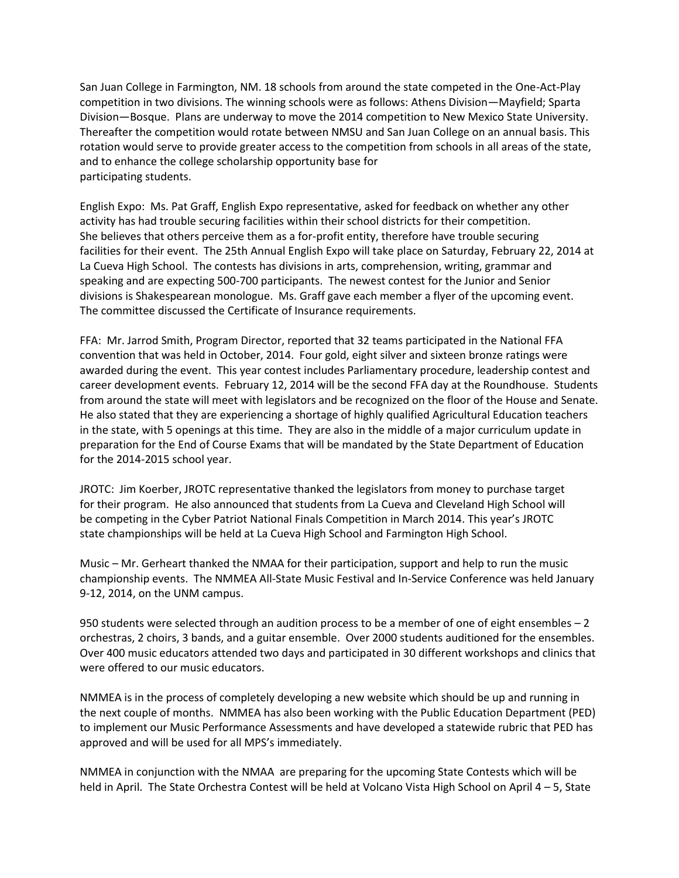San Juan College in Farmington, NM. 18 schools from around the state competed in the One-Act-Play competition in two divisions. The winning schools were as follows: Athens Division—Mayfield; Sparta Division—Bosque. Plans are underway to move the 2014 competition to New Mexico State University. Thereafter the competition would rotate between NMSU and San Juan College on an annual basis. This rotation would serve to provide greater access to the competition from schools in all areas of the state, and to enhance the college scholarship opportunity base for participating students.

English Expo: Ms. Pat Graff, English Expo representative, asked for feedback on whether any other activity has had trouble securing facilities within their school districts for their competition. She believes that others perceive them as a for-profit entity, therefore have trouble securing facilities for their event. The 25th Annual English Expo will take place on Saturday, February 22, 2014 at La Cueva High School. The contests has divisions in arts, comprehension, writing, grammar and speaking and are expecting 500-700 participants. The newest contest for the Junior and Senior divisions is Shakespearean monologue. Ms. Graff gave each member a flyer of the upcoming event. The committee discussed the Certificate of Insurance requirements.

FFA: Mr. Jarrod Smith, Program Director, reported that 32 teams participated in the National FFA convention that was held in October, 2014. Four gold, eight silver and sixteen bronze ratings were awarded during the event. This year contest includes Parliamentary procedure, leadership contest and career development events. February 12, 2014 will be the second FFA day at the Roundhouse. Students from around the state will meet with legislators and be recognized on the floor of the House and Senate. He also stated that they are experiencing a shortage of highly qualified Agricultural Education teachers in the state, with 5 openings at this time. They are also in the middle of a major curriculum update in preparation for the End of Course Exams that will be mandated by the State Department of Education for the 2014-2015 school year.

JROTC: Jim Koerber, JROTC representative thanked the legislators from money to purchase target for their program. He also announced that students from La Cueva and Cleveland High School will be competing in the Cyber Patriot National Finals Competition in March 2014. This year's JROTC state championships will be held at La Cueva High School and Farmington High School.

Music – Mr. Gerheart thanked the NMAA for their participation, support and help to run the music championship events. The NMMEA All-State Music Festival and In-Service Conference was held January 9-12, 2014, on the UNM campus.

950 students were selected through an audition process to be a member of one of eight ensembles – 2 orchestras, 2 choirs, 3 bands, and a guitar ensemble. Over 2000 students auditioned for the ensembles. Over 400 music educators attended two days and participated in 30 different workshops and clinics that were offered to our music educators.

NMMEA is in the process of completely developing a new website which should be up and running in the next couple of months. NMMEA has also been working with the Public Education Department (PED) to implement our Music Performance Assessments and have developed a statewide rubric that PED has approved and will be used for all MPS's immediately.

NMMEA in conjunction with the NMAA are preparing for the upcoming State Contests which will be held in April. The State Orchestra Contest will be held at Volcano Vista High School on April 4 – 5, State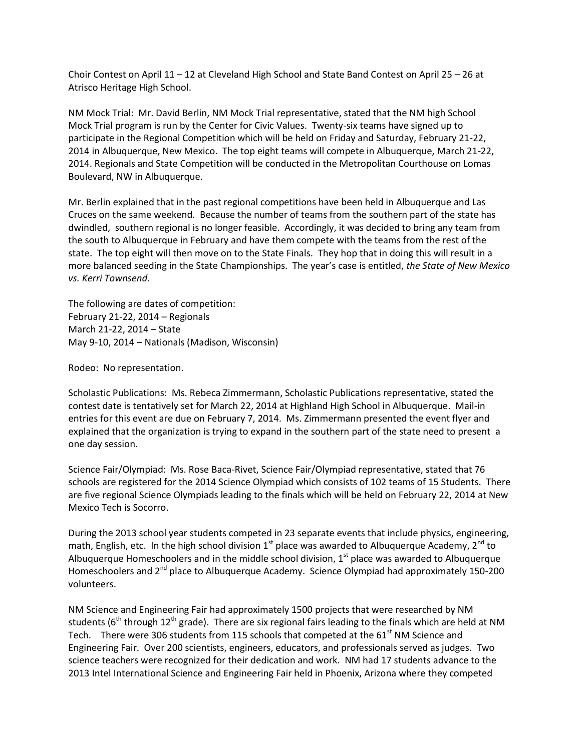Choir Contest on April 11 – 12 at Cleveland High School and State Band Contest on April 25 – 26 at Atrisco Heritage High School.

NM Mock Trial: Mr. David Berlin, NM Mock Trial representative, stated that the NM high School Mock Trial program is run by the Center for Civic Values. Twenty-six teams have signed up to participate in the Regional Competition which will be held on Friday and Saturday, February 21-22, 2014 in Albuquerque, New Mexico. The top eight teams will compete in Albuquerque, March 21-22, 2014. Regionals and State Competition will be conducted in the Metropolitan Courthouse on Lomas Boulevard, NW in Albuquerque.

Mr. Berlin explained that in the past regional competitions have been held in Albuquerque and Las Cruces on the same weekend. Because the number of teams from the southern part of the state has dwindled, southern regional is no longer feasible. Accordingly, it was decided to bring any team from the south to Albuquerque in February and have them compete with the teams from the rest of the state. The top eight will then move on to the State Finals. They hop that in doing this will result in a more balanced seeding in the State Championships. The year's case is entitled, *the State of New Mexico vs. Kerri Townsend.*

The following are dates of competition:
February 21-22, 2014 – Regionals
March 21-22, 2014 – State
May 9-10, 2014 – Nationals (Madison, Wisconsin)

Rodeo: No representation.

Scholastic Publications: Ms. Rebeca Zimmermann, Scholastic Publications representative, stated the contest date is tentatively set for March 22, 2014 at Highland High School in Albuquerque. Mail-in entries for this event are due on February 7, 2014. Ms. Zimmermann presented the event flyer and explained that the organization is trying to expand in the southern part of the state need to present a one day session.

Science Fair/Olympiad: Ms. Rose Baca-Rivet, Science Fair/Olympiad representative, stated that 76 schools are registered for the 2014 Science Olympiad which consists of 102 teams of 15 Students. There are five regional Science Olympiads leading to the finals which will be held on February 22, 2014 at New Mexico Tech is Socorro.

During the 2013 school year students competed in 23 separate events that include physics, engineering, math, English, etc. In the high school division 1st place was awarded to Albuquerque Academy, 2nd to Albuquerque Homeschoolers and in the middle school division, 1st place was awarded to Albuquerque Homeschoolers and 2nd place to Albuquerque Academy. Science Olympiad had approximately 150-200 volunteers.

NM Science and Engineering Fair had approximately 1500 projects that were researched by NM students (6th through 12th grade). There are six regional fairs leading to the finals which are held at NM Tech. There were 306 students from 115 schools that competed at the 61st NM Science and Engineering Fair. Over 200 scientists, engineers, educators, and professionals served as judges. Two science teachers were recognized for their dedication and work. NM had 17 students advance to the 2013 Intel International Science and Engineering Fair held in Phoenix, Arizona where they competed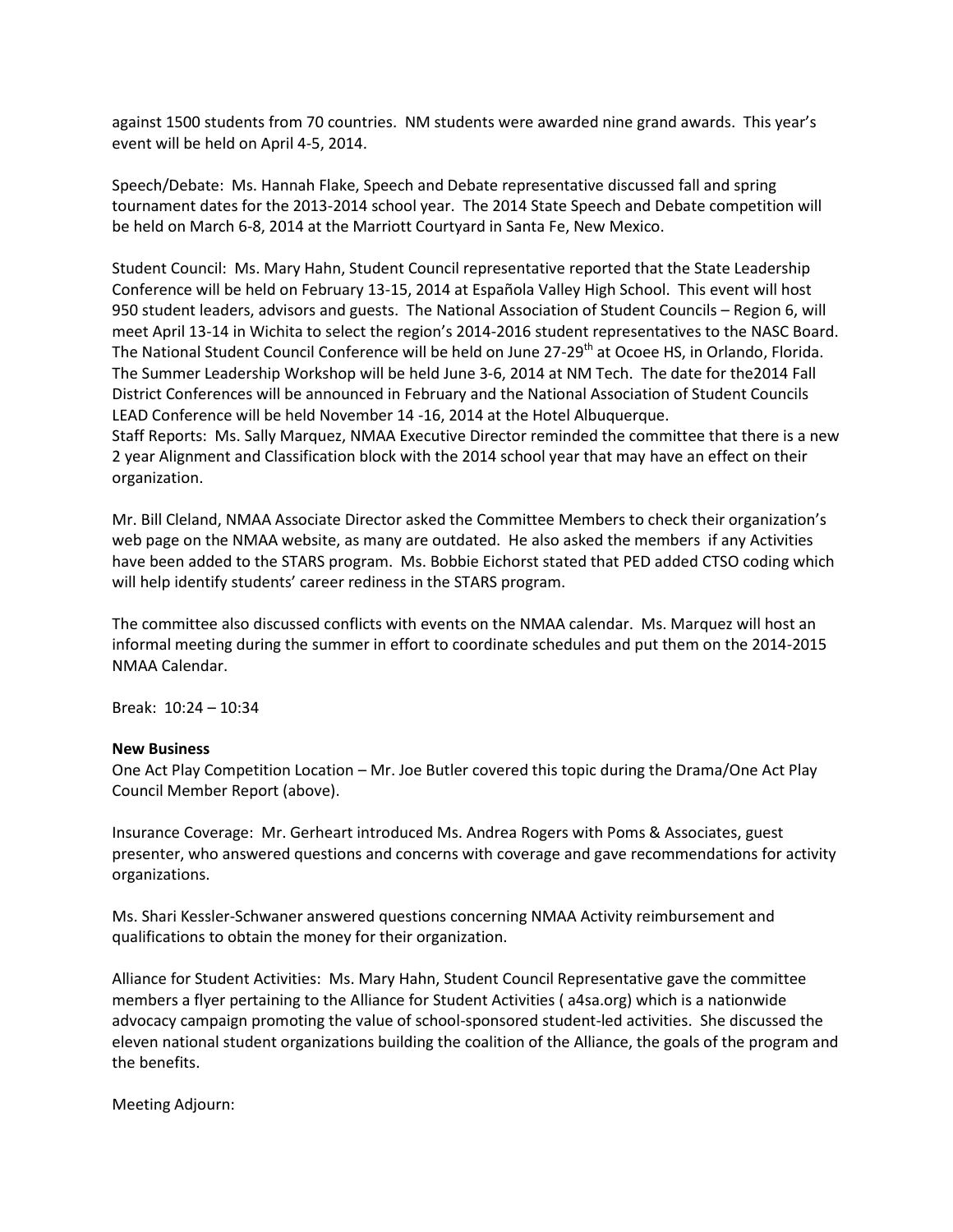against 1500 students from 70 countries. NM students were awarded nine grand awards. This year's event will be held on April 4-5, 2014.

Speech/Debate: Ms. Hannah Flake, Speech and Debate representative discussed fall and spring tournament dates for the 2013-2014 school year. The 2014 State Speech and Debate competition will be held on March 6-8, 2014 at the Marriott Courtyard in Santa Fe, New Mexico.

Student Council: Ms. Mary Hahn, Student Council representative reported that the State Leadership Conference will be held on February 13-15, 2014 at Española Valley High School. This event will host 950 student leaders, advisors and guests. The National Association of Student Councils – Region 6, will meet April 13-14 in Wichita to select the region's 2014-2016 student representatives to the NASC Board. The National Student Council Conference will be held on June 27-29th at Ocoee HS, in Orlando, Florida. The Summer Leadership Workshop will be held June 3-6, 2014 at NM Tech. The date for the2014 Fall District Conferences will be announced in February and the National Association of Student Councils LEAD Conference will be held November 14 -16, 2014 at the Hotel Albuquerque.
Staff Reports: Ms. Sally Marquez, NMAA Executive Director reminded the committee that there is a new 2 year Alignment and Classification block with the 2014 school year that may have an effect on their organization.

Mr. Bill Cleland, NMAA Associate Director asked the Committee Members to check their organization's web page on the NMAA website, as many are outdated. He also asked the members if any Activities have been added to the STARS program. Ms. Bobbie Eichorst stated that PED added CTSO coding which will help identify students' career rediness in the STARS program.

The committee also discussed conflicts with events on the NMAA calendar. Ms. Marquez will host an informal meeting during the summer in effort to coordinate schedules and put them on the 2014-2015 NMAA Calendar.

Break: 10:24 – 10:34

**New Business**
One Act Play Competition Location – Mr. Joe Butler covered this topic during the Drama/One Act Play Council Member Report (above).

Insurance Coverage: Mr. Gerheart introduced Ms. Andrea Rogers with Poms & Associates, guest presenter, who answered questions and concerns with coverage and gave recommendations for activity organizations.

Ms. Shari Kessler-Schwaner answered questions concerning NMAA Activity reimbursement and qualifications to obtain the money for their organization.

Alliance for Student Activities: Ms. Mary Hahn, Student Council Representative gave the committee members a flyer pertaining to the Alliance for Student Activities ( a4sa.org) which is a nationwide advocacy campaign promoting the value of school-sponsored student-led activities. She discussed the eleven national student organizations building the coalition of the Alliance, the goals of the program and the benefits.

Meeting Adjourn: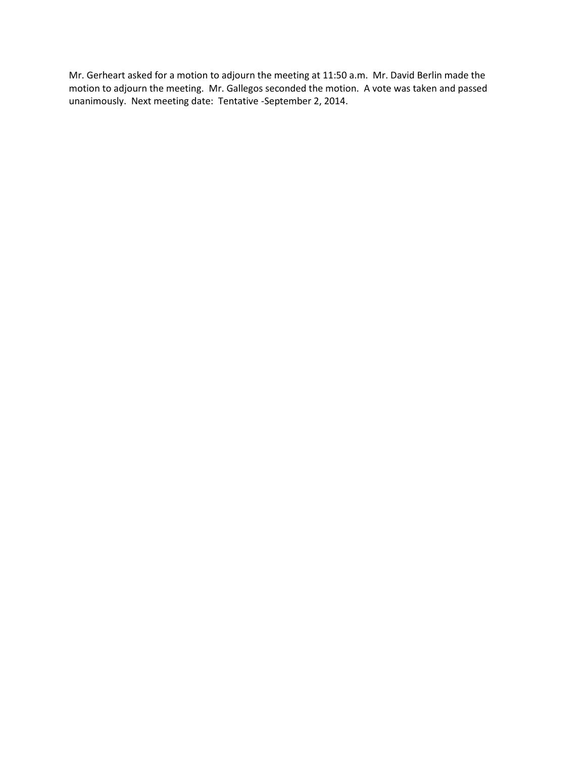Mr. Gerheart asked for a motion to adjourn the meeting at 11:50 a.m. Mr. David Berlin made the motion to adjourn the meeting. Mr. Gallegos seconded the motion. A vote was taken and passed unanimously. Next meeting date: Tentative -September 2, 2014.